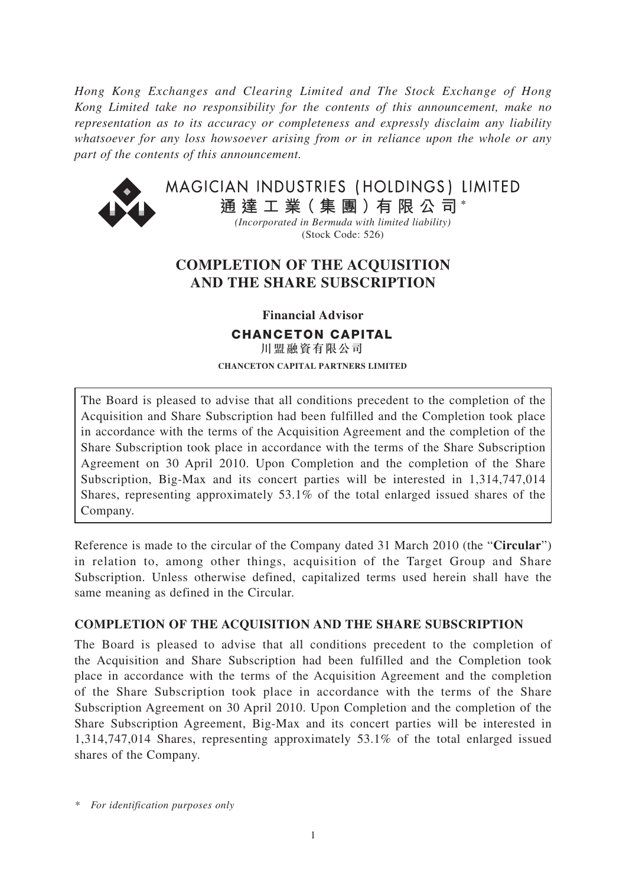*Hong Kong Exchanges and Clearing Limited and The Stock Exchange of Hong Kong Limited take no responsibility for the contents of this announcement, make no representation as to its accuracy or completeness and expressly disclaim any liability whatsoever for any loss howsoever arising from or in reliance upon the whole or any part of the contents of this announcement.*

MAGICIAN INDUSTRIES (HOLDINGS) LIMITED

**通達工業（集團）有限公司***

*(Incorporated in Bermuda with limited liability)*

(Stock Code: 526)

# COMPLETION OF THE ACQUISITION AND THE SHARE SUBSCRIPTION

**Financial Advisor**

**CHANCETON CAPITAL**

**川盟融資有限公司**

**CHANCETON CAPITAL PARTNERS LIMITED**

The Board is pleased to advise that all conditions precedent to the completion of the Acquisition and Share Subscription had been fulfilled and the Completion took place in accordance with the terms of the Acquisition Agreement and the completion of the Share Subscription took place in accordance with the terms of the Share Subscription Agreement on 30 April 2010. Upon Completion and the completion of the Share Subscription, Big-Max and its concert parties will be interested in 1,314,747,014 Shares, representing approximately 53.1% of the total enlarged issued shares of the Company.

Reference is made to the circular of the Company dated 31 March 2010 (the "**Circular**") in relation to, among other things, acquisition of the Target Group and Share Subscription. Unless otherwise defined, capitalized terms used herein shall have the same meaning as defined in the Circular.

## COMPLETION OF THE ACQUISITION AND THE SHARE SUBSCRIPTION

The Board is pleased to advise that all conditions precedent to the completion of the Acquisition and Share Subscription had been fulfilled and the Completion took place in accordance with the terms of the Acquisition Agreement and the completion of the Share Subscription took place in accordance with the terms of the Share Subscription Agreement on 30 April 2010. Upon Completion and the completion of the Share Subscription Agreement, Big-Max and its concert parties will be interested in 1,314,747,014 Shares, representing approximately 53.1% of the total enlarged issued shares of the Company.

\* *For identification purposes only*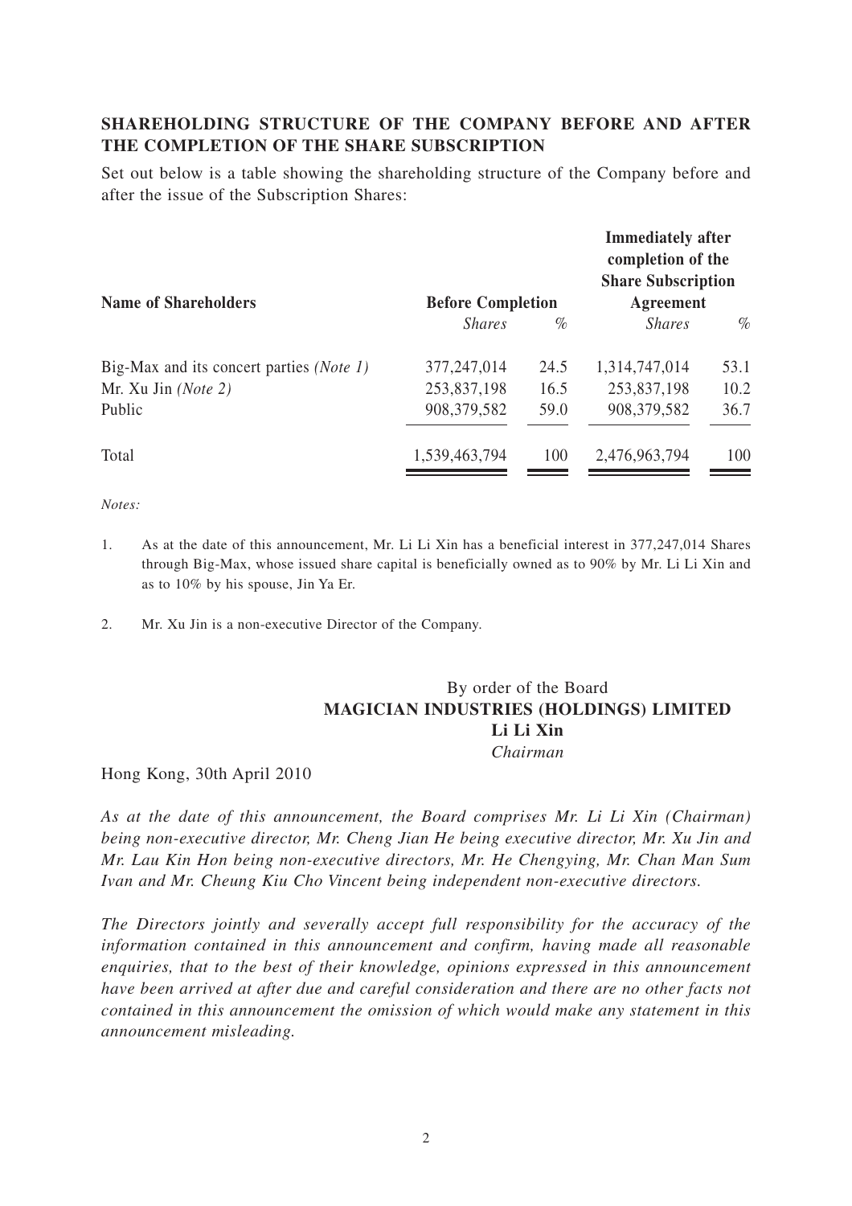## SHAREHOLDING STRUCTURE OF THE COMPANY BEFORE AND AFTER THE COMPLETION OF THE SHARE SUBSCRIPTION

Set out below is a table showing the shareholding structure of the Company before and after the issue of the Subscription Shares:

| Name of Shareholders | Before Completion | | Immediately after completion of the Share Subscription Agreement | |
|---|---|---|---|---|
| | *Shares* | *%* | *Shares* | *%* |
| Big-Max and its concert parties *(Note 1)* | 377,247,014 | 24.5 | 1,314,747,014 | 53.1 |
| Mr. Xu Jin *(Note 2)* | 253,837,198 | 16.5 | 253,837,198 | 10.2 |
| Public | 908,379,582 | 59.0 | 908,379,582 | 36.7 |
| Total | 1,539,463,794 | 100 | 2,476,963,794 | 100 |

*Notes:*

1. As at the date of this announcement, Mr. Li Li Xin has a beneficial interest in 377,247,014 Shares through Big-Max, whose issued share capital is beneficially owned as to 90% by Mr. Li Li Xin and as to 10% by his spouse, Jin Ya Er.

2. Mr. Xu Jin is a non-executive Director of the Company.

By order of the Board
**MAGICIAN INDUSTRIES (HOLDINGS) LIMITED**
**Li Li Xin**
*Chairman*

Hong Kong, 30th April 2010

*As at the date of this announcement, the Board comprises Mr. Li Li Xin (Chairman) being non-executive director, Mr. Cheng Jian He being executive director, Mr. Xu Jin and Mr. Lau Kin Hon being non-executive directors, Mr. He Chengying, Mr. Chan Man Sum Ivan and Mr. Cheung Kiu Cho Vincent being independent non-executive directors.*

*The Directors jointly and severally accept full responsibility for the accuracy of the information contained in this announcement and confirm, having made all reasonable enquiries, that to the best of their knowledge, opinions expressed in this announcement have been arrived at after due and careful consideration and there are no other facts not contained in this announcement the omission of which would make any statement in this announcement misleading.*